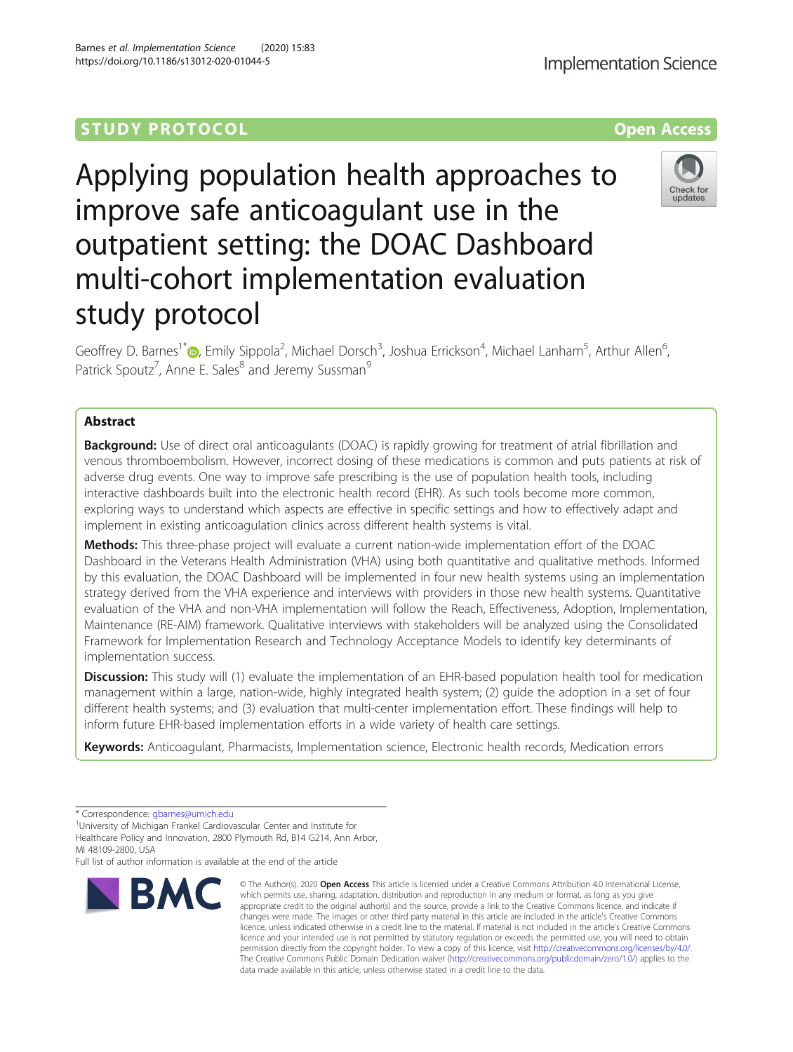STUDY PROTOCOL

Open Access

# Applying population health approaches to improve safe anticoagulant use in the outpatient setting: the DOAC Dashboard multi-cohort implementation evaluation study protocol

Geoffrey D. Barnes[1*], Emily Sippola[2], Michael Dorsch[3], Joshua Errickson[4], Michael Lanham[5], Arthur Allen[6], Patrick Spoutz[7], Anne E. Sales[8] and Jeremy Sussman[9]

## Abstract

**Background:** Use of direct oral anticoagulants (DOAC) is rapidly growing for treatment of atrial fibrillation and venous thromboembolism. However, incorrect dosing of these medications is common and puts patients at risk of adverse drug events. One way to improve safe prescribing is the use of population health tools, including interactive dashboards built into the electronic health record (EHR). As such tools become more common, exploring ways to understand which aspects are effective in specific settings and how to effectively adapt and implement in existing anticoagulation clinics across different health systems is vital.

**Methods:** This three-phase project will evaluate a current nation-wide implementation effort of the DOAC Dashboard in the Veterans Health Administration (VHA) using both quantitative and qualitative methods. Informed by this evaluation, the DOAC Dashboard will be implemented in four new health systems using an implementation strategy derived from the VHA experience and interviews with providers in those new health systems. Quantitative evaluation of the VHA and non-VHA implementation will follow the Reach, Effectiveness, Adoption, Implementation, Maintenance (RE-AIM) framework. Qualitative interviews with stakeholders will be analyzed using the Consolidated Framework for Implementation Research and Technology Acceptance Models to identify key determinants of implementation success.

**Discussion:** This study will (1) evaluate the implementation of an EHR-based population health tool for medication management within a large, nation-wide, highly integrated health system; (2) guide the adoption in a set of four different health systems; and (3) evaluation that multi-center implementation effort. These findings will help to inform future EHR-based implementation efforts in a wide variety of health care settings.

**Keywords:** Anticoagulant, Pharmacists, Implementation science, Electronic health records, Medication errors

\* Correspondence: gbarnes@umich.edu

[1]University of Michigan Frankel Cardiovascular Center and Institute for Healthcare Policy and Innovation, 2800 Plymouth Rd, B14 G214, Ann Arbor, MI 48109-2800, USA

Full list of author information is available at the end of the article

© The Author(s). 2020 **Open Access** This article is licensed under a Creative Commons Attribution 4.0 International License, which permits use, sharing, adaptation, distribution and reproduction in any medium or format, as long as you give appropriate credit to the original author(s) and the source, provide a link to the Creative Commons licence, and indicate if changes were made. The images or other third party material in this article are included in the article's Creative Commons licence, unless indicated otherwise in a credit line to the material. If material is not included in the article's Creative Commons licence and your intended use is not permitted by statutory regulation or exceeds the permitted use, you will need to obtain permission directly from the copyright holder. To view a copy of this licence, visit http://creativecommons.org/licenses/by/4.0/. The Creative Commons Public Domain Dedication waiver (http://creativecommons.org/publicdomain/zero/1.0/) applies to the data made available in this article, unless otherwise stated in a credit line to the data.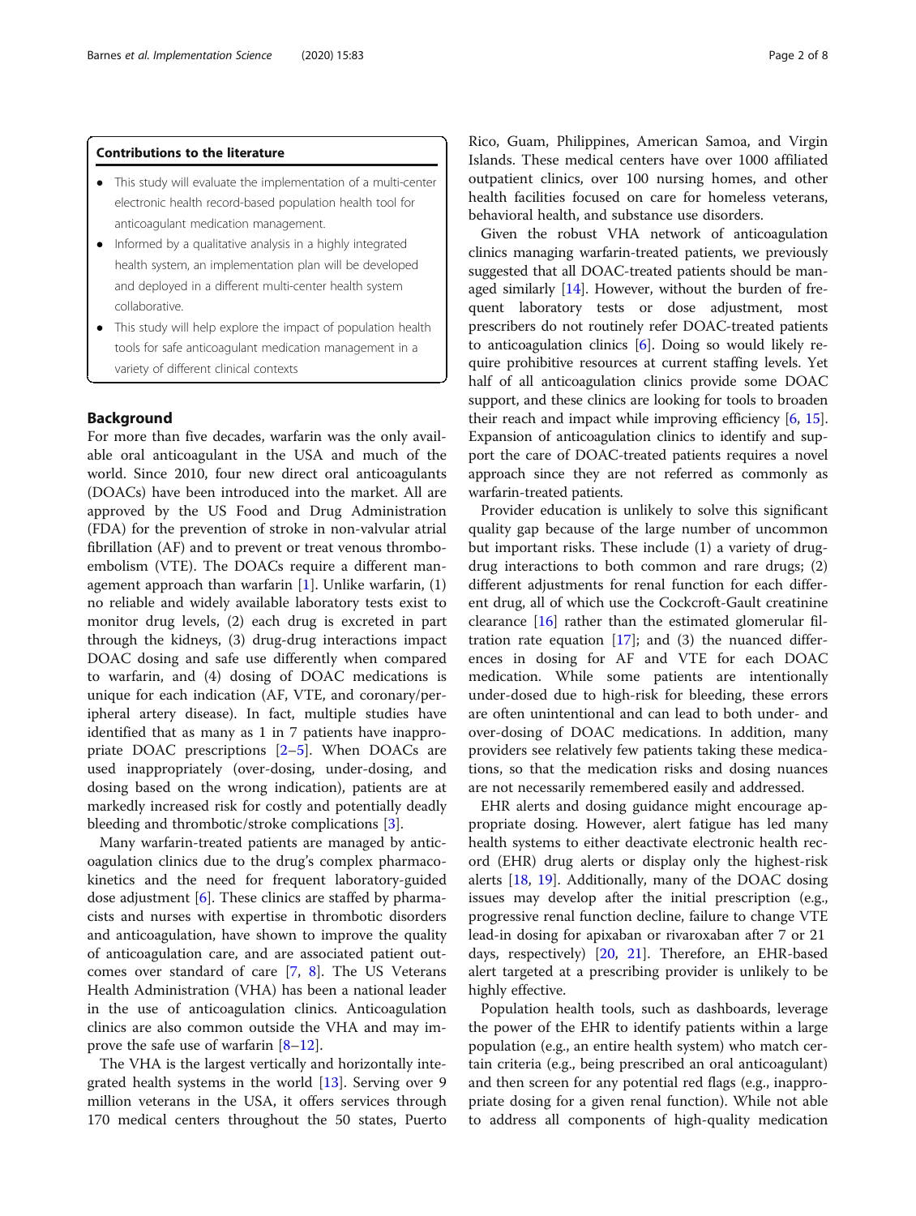### Contributions to the literature

- This study will evaluate the implementation of a multi-center electronic health record-based population health tool for anticoagulant medication management.
- Informed by a qualitative analysis in a highly integrated health system, an implementation plan will be developed and deployed in a different multi-center health system collaborative.
- This study will help explore the impact of population health tools for safe anticoagulant medication management in a variety of different clinical contexts

## Background

For more than five decades, warfarin was the only available oral anticoagulant in the USA and much of the world. Since 2010, four new direct oral anticoagulants (DOACs) have been introduced into the market. All are approved by the US Food and Drug Administration (FDA) for the prevention of stroke in non-valvular atrial fibrillation (AF) and to prevent or treat venous thromboembolism (VTE). The DOACs require a different management approach than warfarin [1]. Unlike warfarin, (1) no reliable and widely available laboratory tests exist to monitor drug levels, (2) each drug is excreted in part through the kidneys, (3) drug-drug interactions impact DOAC dosing and safe use differently when compared to warfarin, and (4) dosing of DOAC medications is unique for each indication (AF, VTE, and coronary/peripheral artery disease). In fact, multiple studies have identified that as many as 1 in 7 patients have inappropriate DOAC prescriptions [2–5]. When DOACs are used inappropriately (over-dosing, under-dosing, and dosing based on the wrong indication), patients are at markedly increased risk for costly and potentially deadly bleeding and thrombotic/stroke complications [3].

Many warfarin-treated patients are managed by anticoagulation clinics due to the drug's complex pharmacokinetics and the need for frequent laboratory-guided dose adjustment [6]. These clinics are staffed by pharmacists and nurses with expertise in thrombotic disorders and anticoagulation, have shown to improve the quality of anticoagulation care, and are associated patient outcomes over standard of care [7, 8]. The US Veterans Health Administration (VHA) has been a national leader in the use of anticoagulation clinics. Anticoagulation clinics are also common outside the VHA and may improve the safe use of warfarin [8–12].

The VHA is the largest vertically and horizontally integrated health systems in the world [13]. Serving over 9 million veterans in the USA, it offers services through 170 medical centers throughout the 50 states, Puerto Rico, Guam, Philippines, American Samoa, and Virgin Islands. These medical centers have over 1000 affiliated outpatient clinics, over 100 nursing homes, and other health facilities focused on care for homeless veterans, behavioral health, and substance use disorders.

Given the robust VHA network of anticoagulation clinics managing warfarin-treated patients, we previously suggested that all DOAC-treated patients should be managed similarly [14]. However, without the burden of frequent laboratory tests or dose adjustment, most prescribers do not routinely refer DOAC-treated patients to anticoagulation clinics [6]. Doing so would likely require prohibitive resources at current staffing levels. Yet half of all anticoagulation clinics provide some DOAC support, and these clinics are looking for tools to broaden their reach and impact while improving efficiency [6, 15]. Expansion of anticoagulation clinics to identify and support the care of DOAC-treated patients requires a novel approach since they are not referred as commonly as warfarin-treated patients.

Provider education is unlikely to solve this significant quality gap because of the large number of uncommon but important risks. These include (1) a variety of drug-drug interactions to both common and rare drugs; (2) different adjustments for renal function for each different drug, all of which use the Cockcroft-Gault creatinine clearance [16] rather than the estimated glomerular filtration rate equation [17]; and (3) the nuanced differences in dosing for AF and VTE for each DOAC medication. While some patients are intentionally under-dosed due to high-risk for bleeding, these errors are often unintentional and can lead to both under- and over-dosing of DOAC medications. In addition, many providers see relatively few patients taking these medications, so that the medication risks and dosing nuances are not necessarily remembered easily and addressed.

EHR alerts and dosing guidance might encourage appropriate dosing. However, alert fatigue has led many health systems to either deactivate electronic health record (EHR) drug alerts or display only the highest-risk alerts [18, 19]. Additionally, many of the DOAC dosing issues may develop after the initial prescription (e.g., progressive renal function decline, failure to change VTE lead-in dosing for apixaban or rivaroxaban after 7 or 21 days, respectively) [20, 21]. Therefore, an EHR-based alert targeted at a prescribing provider is unlikely to be highly effective.

Population health tools, such as dashboards, leverage the power of the EHR to identify patients within a large population (e.g., an entire health system) who match certain criteria (e.g., being prescribed an oral anticoagulant) and then screen for any potential red flags (e.g., inappropriate dosing for a given renal function). While not able to address all components of high-quality medication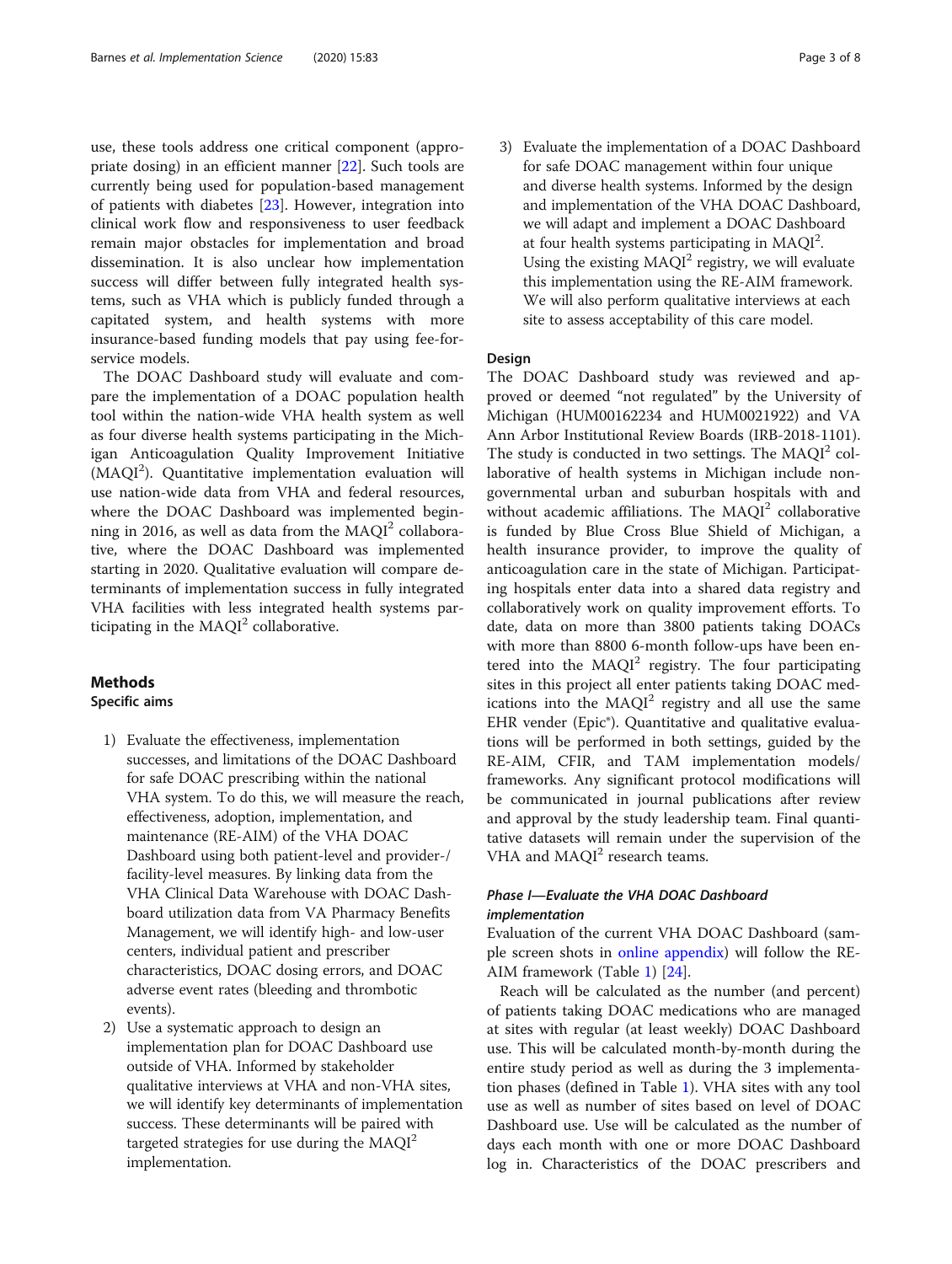use, these tools address one critical component (appropriate dosing) in an efficient manner [22]. Such tools are currently being used for population-based management of patients with diabetes [23]. However, integration into clinical work flow and responsiveness to user feedback remain major obstacles for implementation and broad dissemination. It is also unclear how implementation success will differ between fully integrated health systems, such as VHA which is publicly funded through a capitated system, and health systems with more insurance-based funding models that pay using fee-for-service models.

The DOAC Dashboard study will evaluate and compare the implementation of a DOAC population health tool within the nation-wide VHA health system as well as four diverse health systems participating in the Michigan Anticoagulation Quality Improvement Initiative (MAQI$^2$). Quantitative implementation evaluation will use nation-wide data from VHA and federal resources, where the DOAC Dashboard was implemented beginning in 2016, as well as data from the MAQI$^2$ collaborative, where the DOAC Dashboard was implemented starting in 2020. Qualitative evaluation will compare determinants of implementation success in fully integrated VHA facilities with less integrated health systems participating in the MAQI$^2$ collaborative.

## Methods

### Specific aims

1) Evaluate the effectiveness, implementation successes, and limitations of the DOAC Dashboard for safe DOAC prescribing within the national VHA system. To do this, we will measure the reach, effectiveness, adoption, implementation, and maintenance (RE-AIM) of the VHA DOAC Dashboard using both patient-level and provider-/facility-level measures. By linking data from the VHA Clinical Data Warehouse with DOAC Dashboard utilization data from VA Pharmacy Benefits Management, we will identify high- and low-user centers, individual patient and prescriber characteristics, DOAC dosing errors, and DOAC adverse event rates (bleeding and thrombotic events).
2) Use a systematic approach to design an implementation plan for DOAC Dashboard use outside of VHA. Informed by stakeholder qualitative interviews at VHA and non-VHA sites, we will identify key determinants of implementation success. These determinants will be paired with targeted strategies for use during the MAQI$^2$ implementation.
3) Evaluate the implementation of a DOAC Dashboard for safe DOAC management within four unique and diverse health systems. Informed by the design and implementation of the VHA DOAC Dashboard, we will adapt and implement a DOAC Dashboard at four health systems participating in MAQI$^2$. Using the existing MAQI$^2$ registry, we will evaluate this implementation using the RE-AIM framework. We will also perform qualitative interviews at each site to assess acceptability of this care model.

### Design

The DOAC Dashboard study was reviewed and approved or deemed "not regulated" by the University of Michigan (HUM00162234 and HUM0021922) and VA Ann Arbor Institutional Review Boards (IRB-2018-1101). The study is conducted in two settings. The MAQI$^2$ collaborative of health systems in Michigan include non-governmental urban and suburban hospitals with and without academic affiliations. The MAQI$^2$ collaborative is funded by Blue Cross Blue Shield of Michigan, a health insurance provider, to improve the quality of anticoagulation care in the state of Michigan. Participating hospitals enter data into a shared data registry and collaboratively work on quality improvement efforts. To date, data on more than 3800 patients taking DOACs with more than 8800 6-month follow-ups have been entered into the MAQI$^2$ registry. The four participating sites in this project all enter patients taking DOAC medications into the MAQI$^2$ registry and all use the same EHR vender (Epic®). Quantitative and qualitative evaluations will be performed in both settings, guided by the RE-AIM, CFIR, and TAM implementation models/frameworks. Any significant protocol modifications will be communicated in journal publications after review and approval by the study leadership team. Final quantitative datasets will remain under the supervision of the VHA and MAQI$^2$ research teams.

### *Phase I—Evaluate the VHA DOAC Dashboard implementation*

Evaluation of the current VHA DOAC Dashboard (sample screen shots in online appendix) will follow the RE-AIM framework (Table 1) [24].

Reach will be calculated as the number (and percent) of patients taking DOAC medications who are managed at sites with regular (at least weekly) DOAC Dashboard use. This will be calculated month-by-month during the entire study period as well as during the 3 implementation phases (defined in Table 1). VHA sites with any tool use as well as number of sites based on level of DOAC Dashboard use. Use will be calculated as the number of days each month with one or more DOAC Dashboard log in. Characteristics of the DOAC prescribers and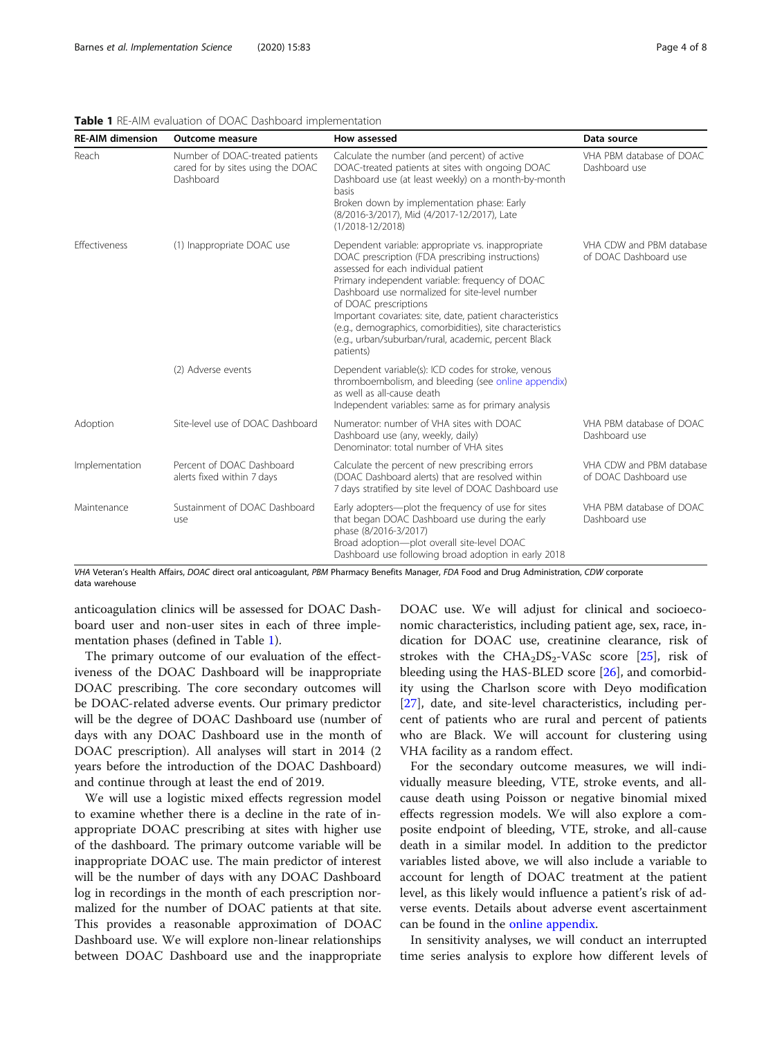**Table 1** RE-AIM evaluation of DOAC Dashboard implementation

| RE-AIM dimension | Outcome measure | How assessed | Data source |
| --- | --- | --- | --- |
| Reach | Number of DOAC-treated patients cared for by sites using the DOAC Dashboard | Calculate the number (and percent) of active DOAC-treated patients at sites with ongoing DOAC Dashboard use (at least weekly) on a month-by-month basis<br>Broken down by implementation phase: Early (8/2016-3/2017), Mid (4/2017-12/2017), Late (1/2018-12/2018) | VHA PBM database of DOAC Dashboard use |
| Effectiveness | (1) Inappropriate DOAC use | Dependent variable: appropriate vs. inappropriate DOAC prescription (FDA prescribing instructions) assessed for each individual patient<br>Primary independent variable: frequency of DOAC Dashboard use normalized for site-level number of DOAC prescriptions<br>Important covariates: site, date, patient characteristics (e.g., demographics, comorbidities), site characteristics (e.g., urban/suburban/rural, academic, percent Black patients) | VHA CDW and PBM database of DOAC Dashboard use |
| | (2) Adverse events | Dependent variable(s): ICD codes for stroke, venous thromboembolism, and bleeding (see online appendix) as well as all-cause death<br>Independent variables: same as for primary analysis | |
| Adoption | Site-level use of DOAC Dashboard | Numerator: number of VHA sites with DOAC Dashboard use (any, weekly, daily)<br>Denominator: total number of VHA sites | VHA PBM database of DOAC Dashboard use |
| Implementation | Percent of DOAC Dashboard alerts fixed within 7 days | Calculate the percent of new prescribing errors (DOAC Dashboard alerts) that are resolved within 7 days stratified by site level of DOAC Dashboard use | VHA CDW and PBM database of DOAC Dashboard use |
| Maintenance | Sustainment of DOAC Dashboard use | Early adopters—plot the frequency of use for sites that began DOAC Dashboard use during the early phase (8/2016-3/2017)<br>Broad adoption—plot overall site-level DOAC Dashboard use following broad adoption in early 2018 | VHA PBM database of DOAC Dashboard use |

*VHA* Veteran's Health Affairs, *DOAC* direct oral anticoagulant, *PBM* Pharmacy Benefits Manager, *FDA* Food and Drug Administration, *CDW* corporate data warehouse

anticoagulation clinics will be assessed for DOAC Dashboard user and non-user sites in each of three implementation phases (defined in Table 1).

The primary outcome of our evaluation of the effectiveness of the DOAC Dashboard will be inappropriate DOAC prescribing. The core secondary outcomes will be DOAC-related adverse events. Our primary predictor will be the degree of DOAC Dashboard use (number of days with any DOAC Dashboard use in the month of DOAC prescription). All analyses will start in 2014 (2 years before the introduction of the DOAC Dashboard) and continue through at least the end of 2019.

We will use a logistic mixed effects regression model to examine whether there is a decline in the rate of inappropriate DOAC prescribing at sites with higher use of the dashboard. The primary outcome variable will be inappropriate DOAC use. The main predictor of interest will be the number of days with any DOAC Dashboard log in recordings in the month of each prescription normalized for the number of DOAC patients at that site. This provides a reasonable approximation of DOAC Dashboard use. We will explore non-linear relationships between DOAC Dashboard use and the inappropriate DOAC use. We will adjust for clinical and socioeconomic characteristics, including patient age, sex, race, indication for DOAC use, creatinine clearance, risk of strokes with the $CHA_2DS_2$-VASc score [25], risk of bleeding using the HAS-BLED score [26], and comorbidity using the Charlson score with Deyo modification [27], date, and site-level characteristics, including percent of patients who are rural and percent of patients who are Black. We will account for clustering using VHA facility as a random effect.

For the secondary outcome measures, we will individually measure bleeding, VTE, stroke events, and all-cause death using Poisson or negative binomial mixed effects regression models. We will also explore a composite endpoint of bleeding, VTE, stroke, and all-cause death in a similar model. In addition to the predictor variables listed above, we will also include a variable to account for length of DOAC treatment at the patient level, as this likely would influence a patient's risk of adverse events. Details about adverse event ascertainment can be found in the online appendix.

In sensitivity analyses, we will conduct an interrupted time series analysis to explore how different levels of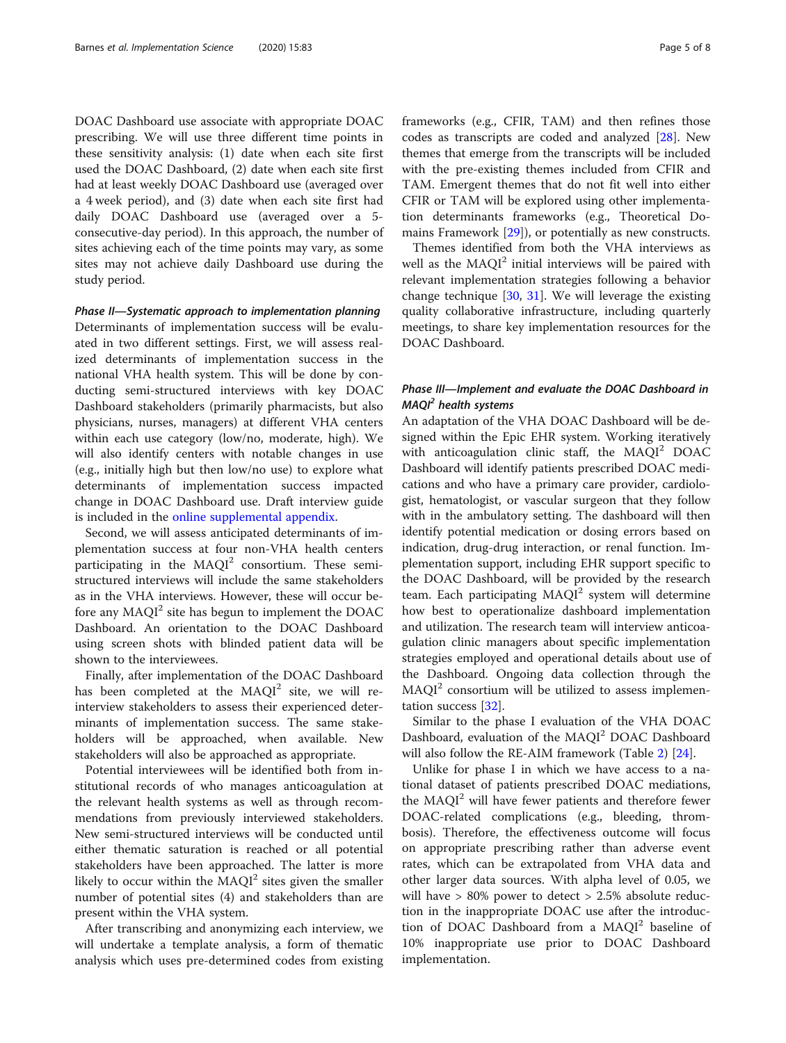DOAC Dashboard use associate with appropriate DOAC prescribing. We will use three different time points in these sensitivity analysis: (1) date when each site first used the DOAC Dashboard, (2) date when each site first had at least weekly DOAC Dashboard use (averaged over a 4 week period), and (3) date when each site first had daily DOAC Dashboard use (averaged over a 5-consecutive-day period). In this approach, the number of sites achieving each of the time points may vary, as some sites may not achieve daily Dashboard use during the study period.

#### *Phase II—Systematic approach to implementation planning*

Determinants of implementation success will be evaluated in two different settings. First, we will assess realized determinants of implementation success in the national VHA health system. This will be done by conducting semi-structured interviews with key DOAC Dashboard stakeholders (primarily pharmacists, but also physicians, nurses, managers) at different VHA centers within each use category (low/no, moderate, high). We will also identify centers with notable changes in use (e.g., initially high but then low/no use) to explore what determinants of implementation success impacted change in DOAC Dashboard use. Draft interview guide is included in the online supplemental appendix.

Second, we will assess anticipated determinants of implementation success at four non-VHA health centers participating in the MAQI$^2$ consortium. These semi-structured interviews will include the same stakeholders as in the VHA interviews. However, these will occur before any MAQI$^2$ site has begun to implement the DOAC Dashboard. An orientation to the DOAC Dashboard using screen shots with blinded patient data will be shown to the interviewees.

Finally, after implementation of the DOAC Dashboard has been completed at the MAQI$^2$ site, we will re-interview stakeholders to assess their experienced determinants of implementation success. The same stakeholders will be approached, when available. New stakeholders will also be approached as appropriate.

Potential interviewees will be identified both from institutional records of who manages anticoagulation at the relevant health systems as well as through recommendations from previously interviewed stakeholders. New semi-structured interviews will be conducted until either thematic saturation is reached or all potential stakeholders have been approached. The latter is more likely to occur within the MAQI$^2$ sites given the smaller number of potential sites (4) and stakeholders than are present within the VHA system.

After transcribing and anonymizing each interview, we will undertake a template analysis, a form of thematic analysis which uses pre-determined codes from existing frameworks (e.g., CFIR, TAM) and then refines those codes as transcripts are coded and analyzed [28]. New themes that emerge from the transcripts will be included with the pre-existing themes included from CFIR and TAM. Emergent themes that do not fit well into either CFIR or TAM will be explored using other implementation determinants frameworks (e.g., Theoretical Domains Framework [29]), or potentially as new constructs.

Themes identified from both the VHA interviews as well as the MAQI$^2$ initial interviews will be paired with relevant implementation strategies following a behavior change technique [30, 31]. We will leverage the existing quality collaborative infrastructure, including quarterly meetings, to share key implementation resources for the DOAC Dashboard.

#### *Phase III—Implement and evaluate the DOAC Dashboard in MAQI$^2$ health systems*

An adaptation of the VHA DOAC Dashboard will be designed within the Epic EHR system. Working iteratively with anticoagulation clinic staff, the MAQI$^2$ DOAC Dashboard will identify patients prescribed DOAC medications and who have a primary care provider, cardiologist, hematologist, or vascular surgeon that they follow with in the ambulatory setting. The dashboard will then identify potential medication or dosing errors based on indication, drug-drug interaction, or renal function. Implementation support, including EHR support specific to the DOAC Dashboard, will be provided by the research team. Each participating MAQI$^2$ system will determine how best to operationalize dashboard implementation and utilization. The research team will interview anticoagulation clinic managers about specific implementation strategies employed and operational details about use of the Dashboard. Ongoing data collection through the MAQI$^2$ consortium will be utilized to assess implementation success [32].

Similar to the phase I evaluation of the VHA DOAC Dashboard, evaluation of the MAQI$^2$ DOAC Dashboard will also follow the RE-AIM framework (Table 2) [24].

Unlike for phase I in which we have access to a national dataset of patients prescribed DOAC mediations, the MAQI$^2$ will have fewer patients and therefore fewer DOAC-related complications (e.g., bleeding, thrombosis). Therefore, the effectiveness outcome will focus on appropriate prescribing rather than adverse event rates, which can be extrapolated from VHA data and other larger data sources. With alpha level of 0.05, we will have > 80% power to detect > 2.5% absolute reduction in the inappropriate DOAC use after the introduction of DOAC Dashboard from a MAQI$^2$ baseline of 10% inappropriate use prior to DOAC Dashboard implementation.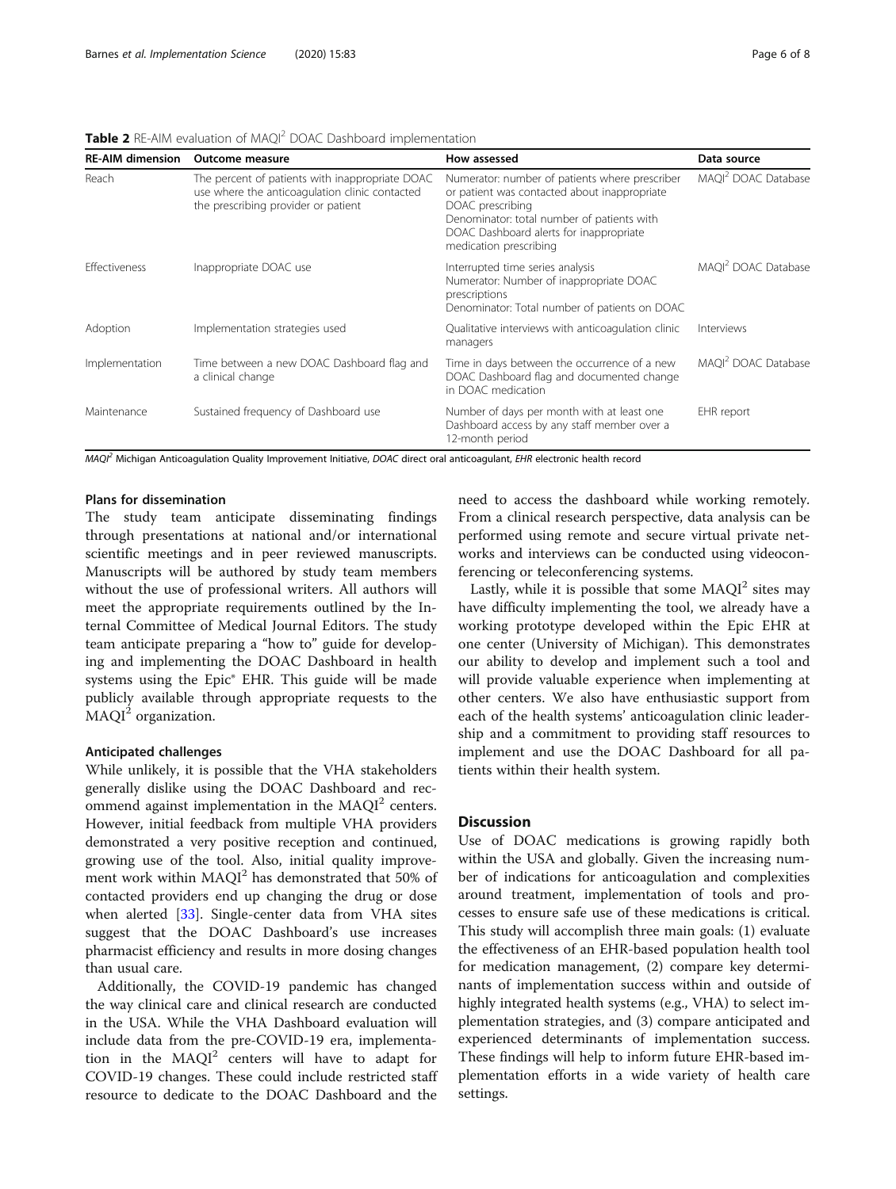**Table 2** RE-AIM evaluation of MAQI$^2$ DOAC Dashboard implementation

| RE-AIM dimension | Outcome measure | How assessed | Data source |
|---|---|---|---|
| Reach | The percent of patients with inappropriate DOAC use where the anticoagulation clinic contacted the prescribing provider or patient | Numerator: number of patients where prescriber or patient was contacted about inappropriate DOAC prescribing<br>Denominator: total number of patients with DOAC Dashboard alerts for inappropriate medication prescribing | MAQI$^2$ DOAC Database |
| Effectiveness | Inappropriate DOAC use | Interrupted time series analysis<br>Numerator: Number of inappropriate DOAC prescriptions<br>Denominator: Total number of patients on DOAC | MAQI$^2$ DOAC Database |
| Adoption | Implementation strategies used | Qualitative interviews with anticoagulation clinic managers | Interviews |
| Implementation | Time between a new DOAC Dashboard flag and a clinical change | Time in days between the occurrence of a new DOAC Dashboard flag and documented change in DOAC medication | MAQI$^2$ DOAC Database |
| Maintenance | Sustained frequency of Dashboard use | Number of days per month with at least one Dashboard access by any staff member over a 12-month period | EHR report |

*MAQI$^2$* Michigan Anticoagulation Quality Improvement Initiative, *DOAC* direct oral anticoagulant, *EHR* electronic health record

### Plans for dissemination

The study team anticipate disseminating findings through presentations at national and/or international scientific meetings and in peer reviewed manuscripts. Manuscripts will be authored by study team members without the use of professional writers. All authors will meet the appropriate requirements outlined by the Internal Committee of Medical Journal Editors. The study team anticipate preparing a "how to" guide for developing and implementing the DOAC Dashboard in health systems using the Epic® EHR. This guide will be made publicly available through appropriate requests to the MAQI$^2$ organization.

### Anticipated challenges

While unlikely, it is possible that the VHA stakeholders generally dislike using the DOAC Dashboard and recommend against implementation in the MAQI$^2$ centers. However, initial feedback from multiple VHA providers demonstrated a very positive reception and continued, growing use of the tool. Also, initial quality improvement work within MAQI$^2$ has demonstrated that 50% of contacted providers end up changing the drug or dose when alerted [33]. Single-center data from VHA sites suggest that the DOAC Dashboard's use increases pharmacist efficiency and results in more dosing changes than usual care.

Additionally, the COVID-19 pandemic has changed the way clinical care and clinical research are conducted in the USA. While the VHA Dashboard evaluation will include data from the pre-COVID-19 era, implementation in the MAQI$^2$ centers will have to adapt for COVID-19 changes. These could include restricted staff resource to dedicate to the DOAC Dashboard and the need to access the dashboard while working remotely. From a clinical research perspective, data analysis can be performed using remote and secure virtual private networks and interviews can be conducted using videoconferencing or teleconferencing systems.

Lastly, while it is possible that some MAQI$^2$ sites may have difficulty implementing the tool, we already have a working prototype developed within the Epic EHR at one center (University of Michigan). This demonstrates our ability to develop and implement such a tool and will provide valuable experience when implementing at other centers. We also have enthusiastic support from each of the health systems' anticoagulation clinic leadership and a commitment to providing staff resources to implement and use the DOAC Dashboard for all patients within their health system.

## Discussion

Use of DOAC medications is growing rapidly both within the USA and globally. Given the increasing number of indications for anticoagulation and complexities around treatment, implementation of tools and processes to ensure safe use of these medications is critical. This study will accomplish three main goals: (1) evaluate the effectiveness of an EHR-based population health tool for medication management, (2) compare key determinants of implementation success within and outside of highly integrated health systems (e.g., VHA) to select implementation strategies, and (3) compare anticipated and experienced determinants of implementation success. These findings will help to inform future EHR-based implementation efforts in a wide variety of health care settings.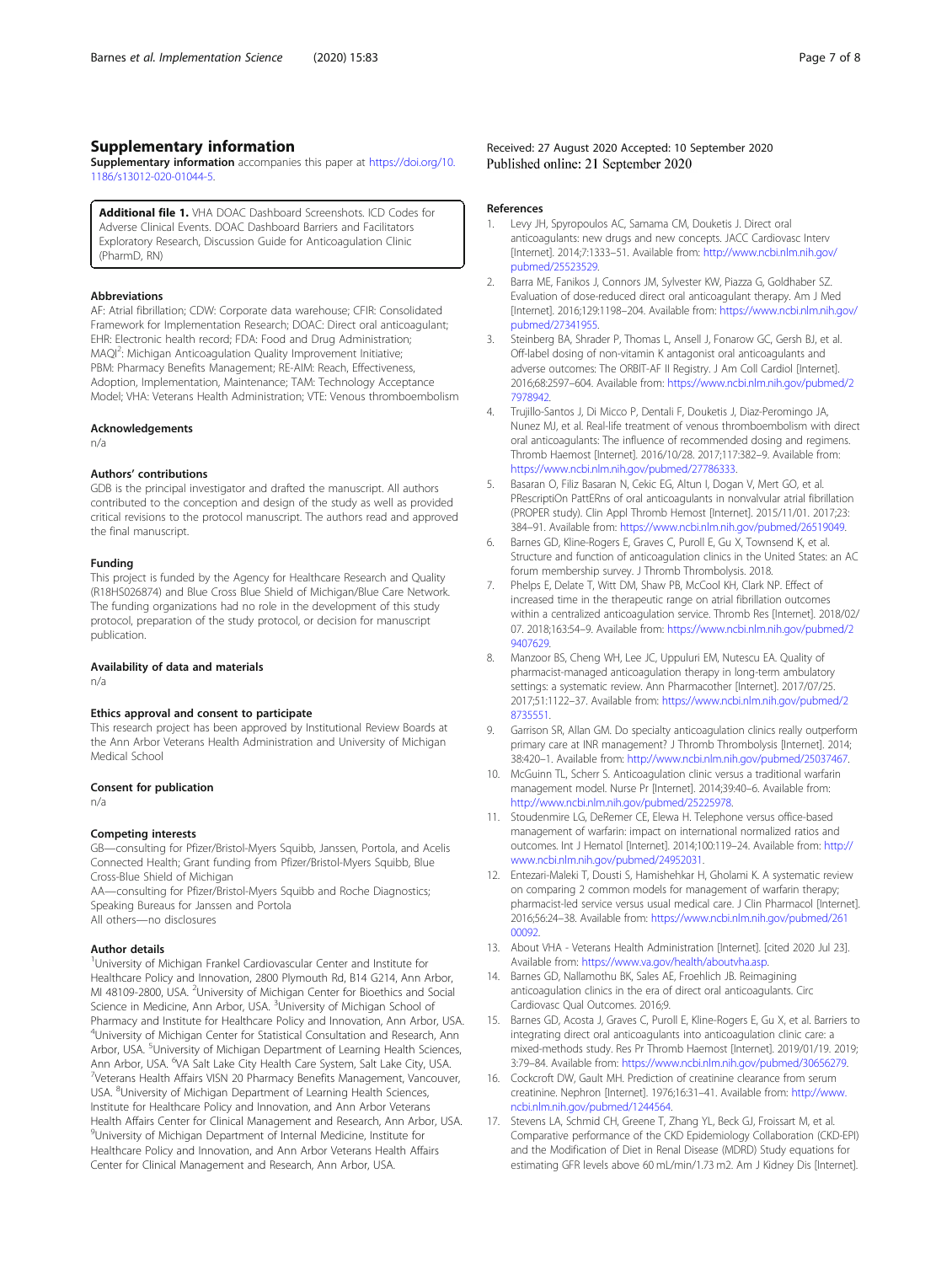## Supplementary information

**Supplementary information** accompanies this paper at https://doi.org/10.1186/s13012-020-01044-5.

> **Additional file 1.** VHA DOAC Dashboard Screenshots. ICD Codes for Adverse Clinical Events. DOAC Dashboard Barriers and Facilitators Exploratory Research, Discussion Guide for Anticoagulation Clinic (PharmD, RN)

### Abbreviations

AF: Atrial fibrillation; CDW: Corporate data warehouse; CFIR: Consolidated Framework for Implementation Research; DOAC: Direct oral anticoagulant; EHR: Electronic health record; FDA: Food and Drug Administration; MAQI$^2$: Michigan Anticoagulation Quality Improvement Initiative; PBM: Pharmacy Benefits Management; RE-AIM: Reach, Effectiveness, Adoption, Implementation, Maintenance; TAM: Technology Acceptance Model; VHA: Veterans Health Administration; VTE: Venous thromboembolism

### Acknowledgements

n/a

### Authors' contributions

GDB is the principal investigator and drafted the manuscript. All authors contributed to the conception and design of the study as well as provided critical revisions to the protocol manuscript. The authors read and approved the final manuscript.

### Funding

This project is funded by the Agency for Healthcare Research and Quality (R18HS026874) and Blue Cross Blue Shield of Michigan/Blue Care Network. The funding organizations had no role in the development of this study protocol, preparation of the study protocol, or decision for manuscript publication.

### Availability of data and materials

n/a

### Ethics approval and consent to participate

This research project has been approved by Institutional Review Boards at the Ann Arbor Veterans Health Administration and University of Michigan Medical School

### Consent for publication

n/a

### Competing interests

GB—consulting for Pfizer/Bristol-Myers Squibb, Janssen, Portola, and Acelis Connected Health; Grant funding from Pfizer/Bristol-Myers Squibb, Blue Cross-Blue Shield of Michigan

AA—consulting for Pfizer/Bristol-Myers Squibb and Roche Diagnostics; Speaking Bureaus for Janssen and Portola

All others—no disclosures

### Author details

[1]University of Michigan Frankel Cardiovascular Center and Institute for Healthcare Policy and Innovation, 2800 Plymouth Rd, B14 G214, Ann Arbor, MI 48109-2800, USA. [2]University of Michigan Center for Bioethics and Social Science in Medicine, Ann Arbor, USA. [3]University of Michigan School of Pharmacy and Institute for Healthcare Policy and Innovation, Ann Arbor, USA. [4]University of Michigan Center for Statistical Consultation and Research, Ann Arbor, USA. [5]University of Michigan Department of Learning Health Sciences, Ann Arbor, USA. [6]VA Salt Lake City Health Care System, Salt Lake City, USA. [7]Veterans Health Affairs VISN 20 Pharmacy Benefits Management, Vancouver, USA. [8]University of Michigan Department of Learning Health Sciences, Institute for Healthcare Policy and Innovation, and Ann Arbor Veterans Health Affairs Center for Clinical Management and Research, Ann Arbor, USA. [9]University of Michigan Department of Internal Medicine, Institute for Healthcare Policy and Innovation, and Ann Arbor Veterans Health Affairs Center for Clinical Management and Research, Ann Arbor, USA.

Received: 27 August 2020 Accepted: 10 September 2020
Published online: 21 September 2020

### References

1. Levy JH, Spyropoulos AC, Samama CM, Douketis J. Direct oral anticoagulants: new drugs and new concepts. JACC Cardiovasc Interv [Internet]. 2014;7:1333–51. Available from: http://www.ncbi.nlm.nih.gov/pubmed/25523529.
2. Barra ME, Fanikos J, Connors JM, Sylvester KW, Piazza G, Goldhaber SZ. Evaluation of dose-reduced direct oral anticoagulant therapy. Am J Med [Internet]. 2016;129:1198–204. Available from: https://www.ncbi.nlm.nih.gov/pubmed/27341955.
3. Steinberg BA, Shrader P, Thomas L, Ansell J, Fonarow GC, Gersh BJ, et al. Off-label dosing of non-vitamin K antagonist oral anticoagulants and adverse outcomes: The ORBIT-AF II Registry. J Am Coll Cardiol [Internet]. 2016;68:2597–604. Available from: https://www.ncbi.nlm.nih.gov/pubmed/27978942.
4. Trujillo-Santos J, Di Micco P, Dentali F, Douketis J, Diaz-Peromingo JA, Nunez MJ, et al. Real-life treatment of venous thromboembolism with direct oral anticoagulants: The influence of recommended dosing and regimens. Thromb Haemost [Internet]. 2016/10/28. 2017;117:382–9. Available from: https://www.ncbi.nlm.nih.gov/pubmed/27786333.
5. Basaran O, Filiz Basaran N, Cekic EG, Altun I, Dogan V, Mert GO, et al. PRescriptiOn PattERns of oral anticoagulants in nonvalvular atrial fibrillation (PROPER study). Clin Appl Thromb Hemost [Internet]. 2015/11/01. 2017;23:384–91. Available from: https://www.ncbi.nlm.nih.gov/pubmed/26519049.
6. Barnes GD, Kline-Rogers E, Graves C, Puroll E, Gu X, Townsend K, et al. Structure and function of anticoagulation clinics in the United States: an AC forum membership survey. J Thromb Thrombolysis. 2018.
7. Phelps E, Delate T, Witt DM, Shaw PB, McCool KH, Clark NP. Effect of increased time in the therapeutic range on atrial fibrillation outcomes within a centralized anticoagulation service. Thromb Res [Internet]. 2018/02/07. 2018;163:54–9. Available from: https://www.ncbi.nlm.nih.gov/pubmed/29407629.
8. Manzoor BS, Cheng WH, Lee JC, Uppuluri EM, Nutescu EA. Quality of pharmacist-managed anticoagulation therapy in long-term ambulatory settings: a systematic review. Ann Pharmacother [Internet]. 2017/07/25. 2017;51:1122–37. Available from: https://www.ncbi.nlm.nih.gov/pubmed/28735551.
9. Garrison SR, Allan GM. Do specialty anticoagulation clinics really outperform primary care at INR management? J Thromb Thrombolysis [Internet]. 2014;38:420–1. Available from: http://www.ncbi.nlm.nih.gov/pubmed/25037467.
10. McGuinn TL, Scherr S. Anticoagulation clinic versus a traditional warfarin management model. Nurse Pr [Internet]. 2014;39:40–6. Available from: http://www.ncbi.nlm.nih.gov/pubmed/25225978.
11. Stoudenmire LG, DeRemer CE, Elewa H. Telephone versus office-based management of warfarin: impact on international normalized ratios and outcomes. Int J Hematol [Internet]. 2014;100:119–24. Available from: http://www.ncbi.nlm.nih.gov/pubmed/24952031.
12. Entezari-Maleki T, Dousti S, Hamishehkar H, Gholami K. A systematic review on comparing 2 common models for management of warfarin therapy; pharmacist-led service versus usual medical care. J Clin Pharmacol [Internet]. 2016;56:24–38. Available from: https://www.ncbi.nlm.nih.gov/pubmed/26100092.
13. About VHA - Veterans Health Administration [Internet]. [cited 2020 Jul 23]. Available from: https://www.va.gov/health/aboutvha.asp.
14. Barnes GD, Nallamothu BK, Sales AE, Froehlich JB. Reimagining anticoagulation clinics in the era of direct oral anticoagulants. Circ Cardiovasc Qual Outcomes. 2016;9.
15. Barnes GD, Acosta J, Graves C, Puroll E, Kline-Rogers E, Gu X, et al. Barriers to integrating direct oral anticoagulants into anticoagulation clinic care: a mixed-methods study. Res Pr Thromb Haemost [Internet]. 2019/01/19. 2019;3:79–84. Available from: https://www.ncbi.nlm.nih.gov/pubmed/30656279.
16. Cockcroft DW, Gault MH. Prediction of creatinine clearance from serum creatinine. Nephron [Internet]. 1976;16:31–41. Available from: http://www.ncbi.nlm.nih.gov/pubmed/1244564.
17. Stevens LA, Schmid CH, Greene T, Zhang YL, Beck GJ, Froissart M, et al. Comparative performance of the CKD Epidemiology Collaboration (CKD-EPI) and the Modification of Diet in Renal Disease (MDRD) Study equations for estimating GFR levels above 60 mL/min/1.73 m2. Am J Kidney Dis [Internet].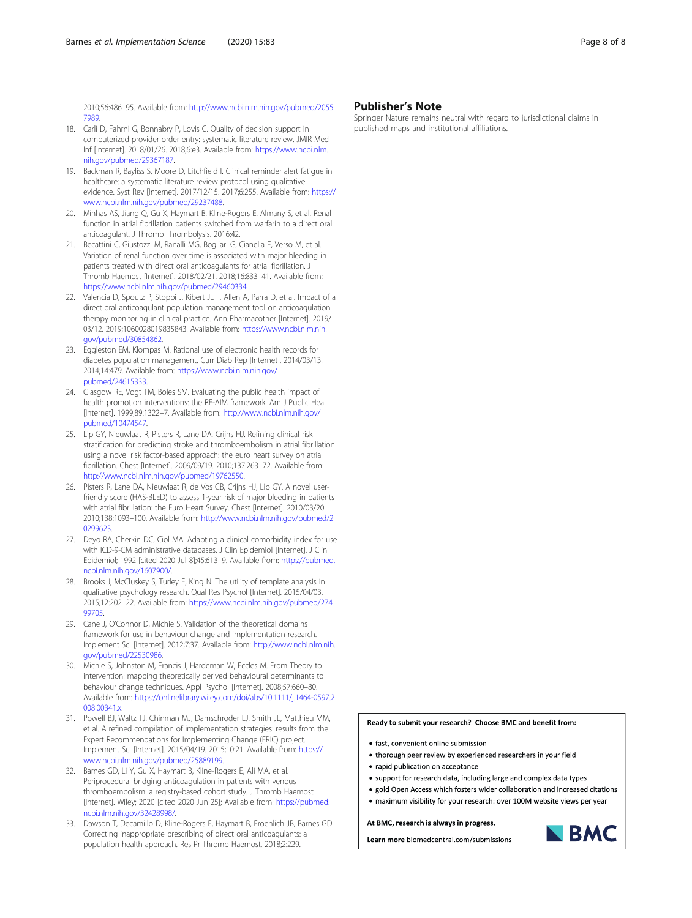2010;56:486–95. Available from: http://www.ncbi.nlm.nih.gov/pubmed/20557989.

18. Carli D, Fahrni G, Bonnabry P, Lovis C. Quality of decision support in computerized provider order entry: systematic literature review. JMIR Med Inf [Internet]. 2018/01/26. 2018;6:e3. Available from: https://www.ncbi.nlm.nih.gov/pubmed/29367187.
19. Backman R, Bayliss S, Moore D, Litchfield I. Clinical reminder alert fatigue in healthcare: a systematic literature review protocol using qualitative evidence. Syst Rev [Internet]. 2017/12/15. 2017;6:255. Available from: https://www.ncbi.nlm.nih.gov/pubmed/29237488.
20. Minhas AS, Jiang Q, Gu X, Haymart B, Kline-Rogers E, Almany S, et al. Renal function in atrial fibrillation patients switched from warfarin to a direct oral anticoagulant. J Thromb Thrombolysis. 2016;42.
21. Becattini C, Giustozzi M, Ranalli MG, Bogliari G, Cianella F, Verso M, et al. Variation of renal function over time is associated with major bleeding in patients treated with direct oral anticoagulants for atrial fibrillation. J Thromb Haemost [Internet]. 2018/02/21. 2018;16:833–41. Available from: https://www.ncbi.nlm.nih.gov/pubmed/29460334.
22. Valencia D, Spoutz P, Stoppi J, Kibert JL II, Allen A, Parra D, et al. Impact of a direct oral anticoagulant population management tool on anticoagulation therapy monitoring in clinical practice. Ann Pharmacother [Internet]. 2019/03/12. 2019;1060028019835843. Available from: https://www.ncbi.nlm.nih.gov/pubmed/30854862.
23. Eggleston EM, Klompas M. Rational use of electronic health records for diabetes population management. Curr Diab Rep [Internet]. 2014/03/13. 2014;14:479. Available from: https://www.ncbi.nlm.nih.gov/pubmed/24615333.
24. Glasgow RE, Vogt TM, Boles SM. Evaluating the public health impact of health promotion interventions: the RE-AIM framework. Am J Public Heal [Internet]. 1999;89:1322–7. Available from: http://www.ncbi.nlm.nih.gov/pubmed/10474547.
25. Lip GY, Nieuwlaat R, Pisters R, Lane DA, Crijns HJ. Refining clinical risk stratification for predicting stroke and thromboembolism in atrial fibrillation using a novel risk factor-based approach: the euro heart survey on atrial fibrillation. Chest [Internet]. 2009/09/19. 2010;137:263–72. Available from: http://www.ncbi.nlm.nih.gov/pubmed/19762550.
26. Pisters R, Lane DA, Nieuwlaat R, de Vos CB, Crijns HJ, Lip GY. A novel user-friendly score (HAS-BLED) to assess 1-year risk of major bleeding in patients with atrial fibrillation: the Euro Heart Survey. Chest [Internet]. 2010/03/20. 2010;138:1093–100. Available from: http://www.ncbi.nlm.nih.gov/pubmed/20299623.
27. Deyo RA, Cherkin DC, Ciol MA. Adapting a clinical comorbidity index for use with ICD-9-CM administrative databases. J Clin Epidemiol [Internet]. J Clin Epidemiol; 1992 [cited 2020 Jul 8];45:613–9. Available from: https://pubmed.ncbi.nlm.nih.gov/1607900/.
28. Brooks J, McCluskey S, Turley E, King N. The utility of template analysis in qualitative psychology research. Qual Res Psychol [Internet]. 2015/04/03. 2015;12:202–22. Available from: https://www.ncbi.nlm.nih.gov/pubmed/27499705.
29. Cane J, O'Connor D, Michie S. Validation of the theoretical domains framework for use in behaviour change and implementation research. Implement Sci [Internet]. 2012;7:37. Available from: http://www.ncbi.nlm.nih.gov/pubmed/22530986.
30. Michie S, Johnston M, Francis J, Hardeman W, Eccles M. From Theory to intervention: mapping theoretically derived behavioural determinants to behaviour change techniques. Appl Psychol [Internet]. 2008;57:660–80. Available from: https://onlinelibrary.wiley.com/doi/abs/10.1111/j.1464-0597.2008.00341.x.
31. Powell BJ, Waltz TJ, Chinman MJ, Damschroder LJ, Smith JL, Matthieu MM, et al. A refined compilation of implementation strategies: results from the Expert Recommendations for Implementing Change (ERIC) project. Implement Sci [Internet]. 2015/04/19. 2015;10:21. Available from: https://www.ncbi.nlm.nih.gov/pubmed/25889199.
32. Barnes GD, Li Y, Gu X, Haymart B, Kline-Rogers E, Ali MA, et al. Periprocedural bridging anticoagulation in patients with venous thromboembolism: a registry-based cohort study. J Thromb Haemost [Internet]. Wiley; 2020 [cited 2020 Jun 25]; Available from: https://pubmed.ncbi.nlm.nih.gov/32428998/.
33. Dawson T, Decamillo D, Kline-Rogers E, Haymart B, Froehlich JB, Barnes GD. Correcting inappropriate prescribing of direct oral anticoagulants: a population health approach. Res Pr Thromb Haemost. 2018;2:229.

## Publisher's Note

Springer Nature remains neutral with regard to jurisdictional claims in published maps and institutional affiliations.

**Ready to submit your research? Choose BMC and benefit from:**

- fast, convenient online submission
- thorough peer review by experienced researchers in your field
- rapid publication on acceptance
- support for research data, including large and complex data types
- gold Open Access which fosters wider collaboration and increased citations
- maximum visibility for your research: over 100M website views per year

**At BMC, research is always in progress.**

**Learn more** biomedcentral.com/submissions

BMC